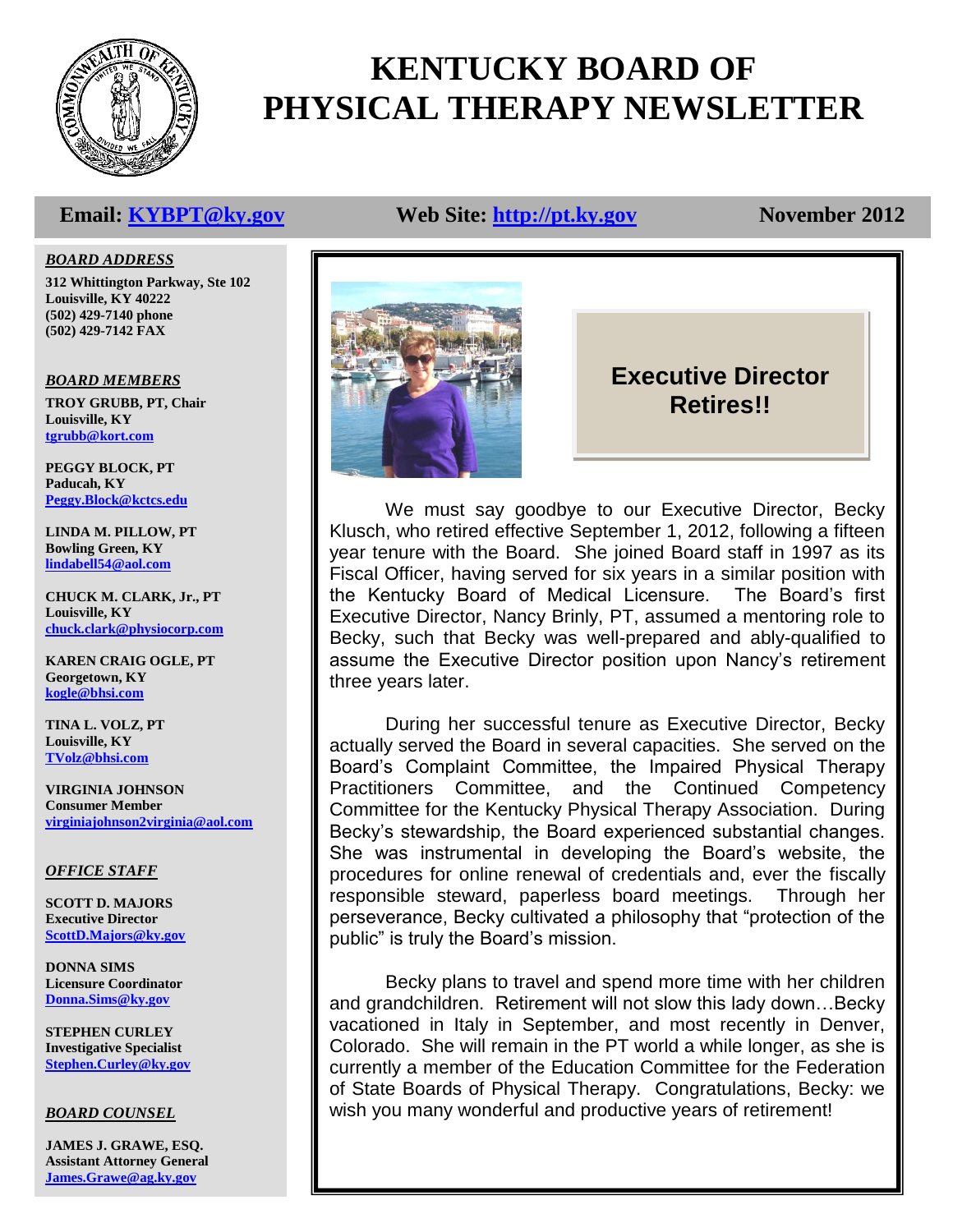# KENTUCKY BOARD OF PHYSICAL THERAPY NEWSLETTER

**Email: KYBPT@ky.gov** **Web Site: http://pt.ky.gov** **November 2012**

***BOARD ADDRESS***

**312 Whittington Parkway, Ste 102**
**Louisville, KY 40222**
**(502) 429-7140 phone**
**(502) 429-7142 FAX**

***BOARD MEMBERS***

**TROY GRUBB, PT, Chair**
**Louisville, KY**
**tgrubb@kort.com**

**PEGGY BLOCK, PT**
**Paducah, KY**
**Peggy.Block@kctcs.edu**

**LINDA M. PILLOW, PT**
**Bowling Green, KY**
**lindabell54@aol.com**

**CHUCK M. CLARK, Jr., PT**
**Louisville, KY**
**chuck.clark@physiocorp.com**

**KAREN CRAIG OGLE, PT**
**Georgetown, KY**
**kogle@bhsi.com**

**TINA L. VOLZ, PT**
**Louisville, KY**
**TVolz@bhsi.com**

**VIRGINIA JOHNSON**
**Consumer Member**
**virginiajohnson2virginia@aol.com**

***OFFICE STAFF***

**SCOTT D. MAJORS**
**Executive Director**
**ScottD.Majors@ky.gov**

**DONNA SIMS**
**Licensure Coordinator**
**Donna.Sims@ky.gov**

**STEPHEN CURLEY**
**Investigative Specialist**
**Stephen.Curley@ky.gov**

***BOARD COUNSEL***

**JAMES J. GRAWE, ESQ.**
**Assistant Attorney General**
**James.Grawe@ag.ky.gov**

## Executive Director Retires!!

We must say goodbye to our Executive Director, Becky Klusch, who retired effective September 1, 2012, following a fifteen year tenure with the Board. She joined Board staff in 1997 as its Fiscal Officer, having served for six years in a similar position with the Kentucky Board of Medical Licensure. The Board's first Executive Director, Nancy Brinly, PT, assumed a mentoring role to Becky, such that Becky was well-prepared and ably-qualified to assume the Executive Director position upon Nancy's retirement three years later.

During her successful tenure as Executive Director, Becky actually served the Board in several capacities. She served on the Board's Complaint Committee, the Impaired Physical Therapy Practitioners Committee, and the Continued Competency Committee for the Kentucky Physical Therapy Association. During Becky's stewardship, the Board experienced substantial changes. She was instrumental in developing the Board's website, the procedures for online renewal of credentials and, ever the fiscally responsible steward, paperless board meetings. Through her perseverance, Becky cultivated a philosophy that "protection of the public" is truly the Board's mission.

Becky plans to travel and spend more time with her children and grandchildren. Retirement will not slow this lady down…Becky vacationed in Italy in September, and most recently in Denver, Colorado. She will remain in the PT world a while longer, as she is currently a member of the Education Committee for the Federation of State Boards of Physical Therapy. Congratulations, Becky: we wish you many wonderful and productive years of retirement!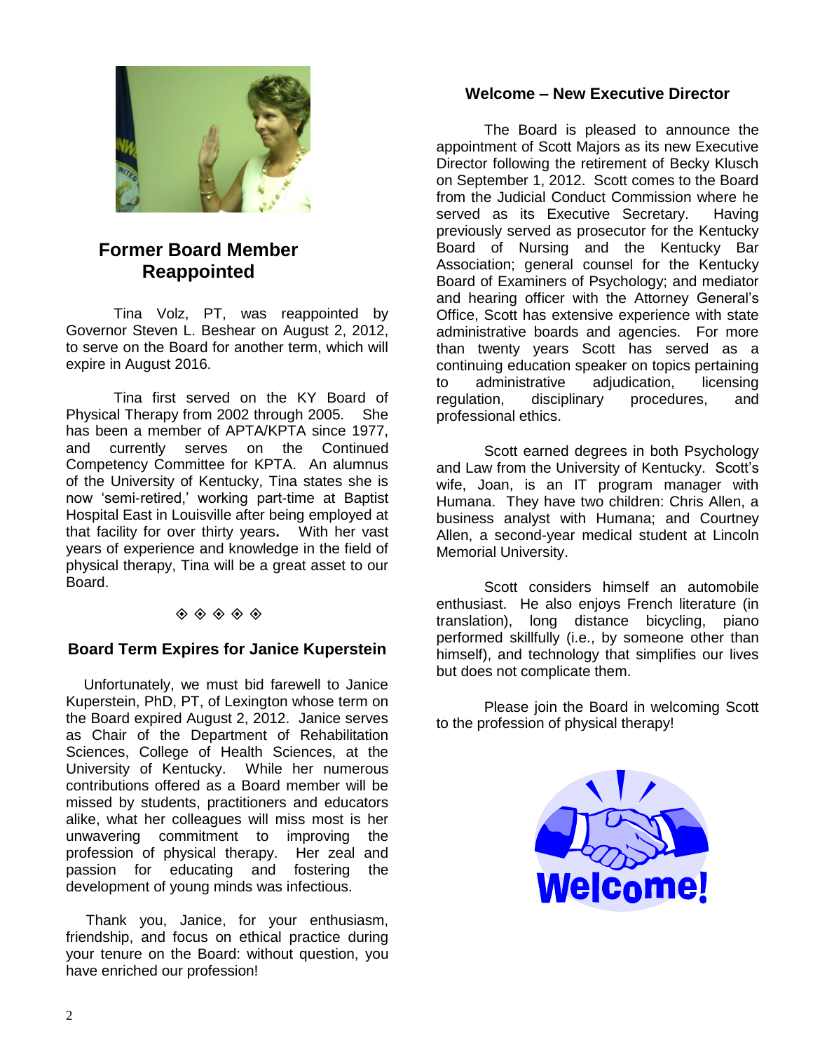## Former Board Member Reappointed

Tina Volz, PT, was reappointed by Governor Steven L. Beshear on August 2, 2012, to serve on the Board for another term, which will expire in August 2016.

Tina first served on the KY Board of Physical Therapy from 2002 through 2005. She has been a member of APTA/KPTA since 1977, and currently serves on the Continued Competency Committee for KPTA. An alumnus of the University of Kentucky, Tina states she is now 'semi-retired,' working part-time at Baptist Hospital East in Louisville after being employed at that facility for over thirty years. With her vast years of experience and knowledge in the field of physical therapy, Tina will be a great asset to our Board.

◈ ◈ ◈ ◈ ◈

### Board Term Expires for Janice Kuperstein

Unfortunately, we must bid farewell to Janice Kuperstein, PhD, PT, of Lexington whose term on the Board expired August 2, 2012. Janice serves as Chair of the Department of Rehabilitation Sciences, College of Health Sciences, at the University of Kentucky. While her numerous contributions offered as a Board member will be missed by students, practitioners and educators alike, what her colleagues will miss most is her unwavering commitment to improving the profession of physical therapy. Her zeal and passion for educating and fostering the development of young minds was infectious.

Thank you, Janice, for your enthusiasm, friendship, and focus on ethical practice during your tenure on the Board: without question, you have enriched our profession!

### Welcome – New Executive Director

The Board is pleased to announce the appointment of Scott Majors as its new Executive Director following the retirement of Becky Klusch on September 1, 2012. Scott comes to the Board from the Judicial Conduct Commission where he served as its Executive Secretary. Having previously served as prosecutor for the Kentucky Board of Nursing and the Kentucky Bar Association; general counsel for the Kentucky Board of Examiners of Psychology; and mediator and hearing officer with the Attorney General's Office, Scott has extensive experience with state administrative boards and agencies. For more than twenty years Scott has served as a continuing education speaker on topics pertaining to administrative adjudication, licensing regulation, disciplinary procedures, and professional ethics.

Scott earned degrees in both Psychology and Law from the University of Kentucky. Scott's wife, Joan, is an IT program manager with Humana. They have two children: Chris Allen, a business analyst with Humana; and Courtney Allen, a second-year medical student at Lincoln Memorial University.

Scott considers himself an automobile enthusiast. He also enjoys French literature (in translation), long distance bicycling, piano performed skillfully (i.e., by someone other than himself), and technology that simplifies our lives but does not complicate them.

Please join the Board in welcoming Scott to the profession of physical therapy!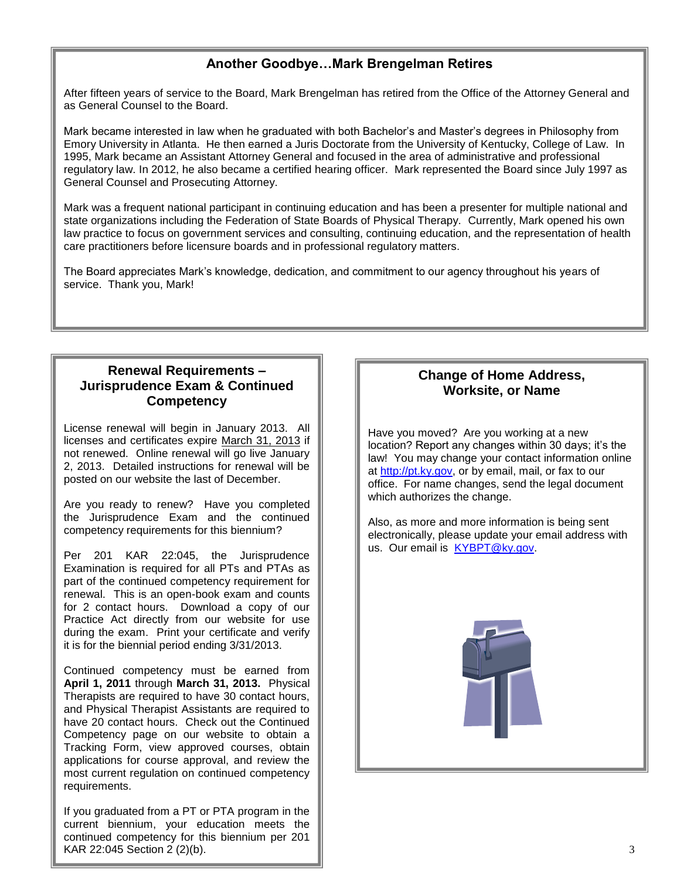## Another Goodbye…Mark Brengelman Retires

After fifteen years of service to the Board, Mark Brengelman has retired from the Office of the Attorney General and as General Counsel to the Board.

Mark became interested in law when he graduated with both Bachelor's and Master's degrees in Philosophy from Emory University in Atlanta. He then earned a Juris Doctorate from the University of Kentucky, College of Law. In 1995, Mark became an Assistant Attorney General and focused in the area of administrative and professional regulatory law. In 2012, he also became a certified hearing officer. Mark represented the Board since July 1997 as General Counsel and Prosecuting Attorney.

Mark was a frequent national participant in continuing education and has been a presenter for multiple national and state organizations including the Federation of State Boards of Physical Therapy. Currently, Mark opened his own law practice to focus on government services and consulting, continuing education, and the representation of health care practitioners before licensure boards and in professional regulatory matters.

The Board appreciates Mark's knowledge, dedication, and commitment to our agency throughout his years of service. Thank you, Mark!

## Renewal Requirements – Jurisprudence Exam & Continued Competency

License renewal will begin in January 2013. All licenses and certificates expire March 31, 2013 if not renewed. Online renewal will go live January 2, 2013. Detailed instructions for renewal will be posted on our website the last of December.

Are you ready to renew? Have you completed the Jurisprudence Exam and the continued competency requirements for this biennium?

Per 201 KAR 22:045, the Jurisprudence Examination is required for all PTs and PTAs as part of the continued competency requirement for renewal. This is an open-book exam and counts for 2 contact hours. Download a copy of our Practice Act directly from our website for use during the exam. Print your certificate and verify it is for the biennial period ending 3/31/2013.

Continued competency must be earned from **April 1, 2011** through **March 31, 2013.** Physical Therapists are required to have 30 contact hours, and Physical Therapist Assistants are required to have 20 contact hours. Check out the Continued Competency page on our website to obtain a Tracking Form, view approved courses, obtain applications for course approval, and review the most current regulation on continued competency requirements.

If you graduated from a PT or PTA program in the current biennium, your education meets the continued competency for this biennium per 201 KAR 22:045 Section 2 (2)(b).

## Change of Home Address, Worksite, or Name

Have you moved? Are you working at a new location? Report any changes within 30 days; it's the law! You may change your contact information online at http://pt.ky.gov, or by email, mail, or fax to our office. For name changes, send the legal document which authorizes the change.

Also, as more and more information is being sent electronically, please update your email address with us. Our email is KYBPT@ky.gov.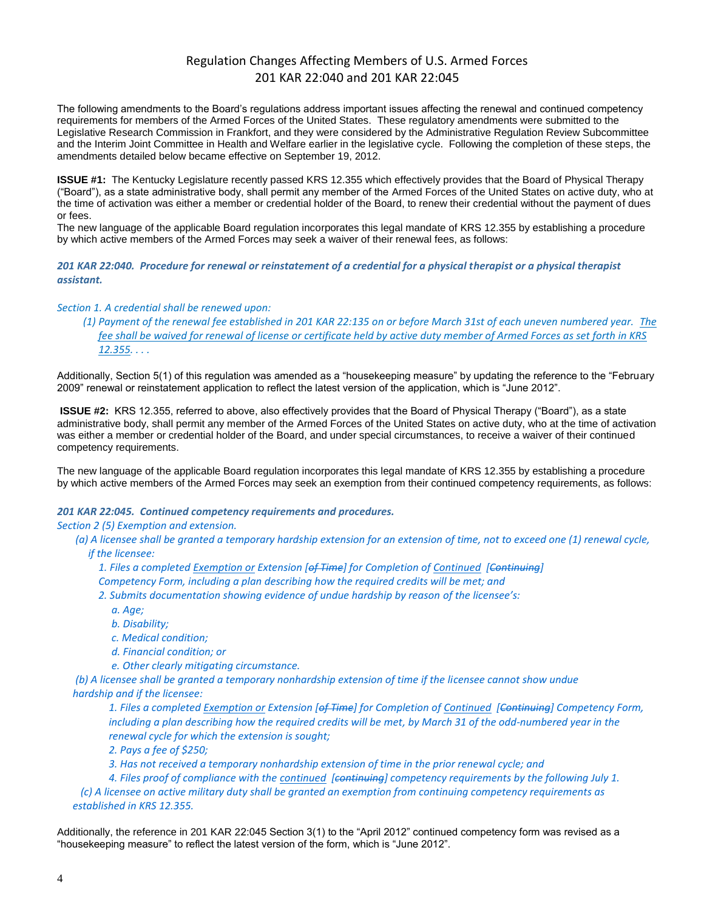# Regulation Changes Affecting Members of U.S. Armed Forces
# 201 KAR 22:040 and 201 KAR 22:045

The following amendments to the Board's regulations address important issues affecting the renewal and continued competency requirements for members of the Armed Forces of the United States. These regulatory amendments were submitted to the Legislative Research Commission in Frankfort, and they were considered by the Administrative Regulation Review Subcommittee and the Interim Joint Committee in Health and Welfare earlier in the legislative cycle. Following the completion of these steps, the amendments detailed below became effective on September 19, 2012.

**ISSUE #1:** The Kentucky Legislature recently passed KRS 12.355 which effectively provides that the Board of Physical Therapy ("Board"), as a state administrative body, shall permit any member of the Armed Forces of the United States on active duty, who at the time of activation was either a member or credential holder of the Board, to renew their credential without the payment of dues or fees.

The new language of the applicable Board regulation incorporates this legal mandate of KRS 12.355 by establishing a procedure by which active members of the Armed Forces may seek a waiver of their renewal fees, as follows:

***201 KAR 22:040. Procedure for renewal or reinstatement of a credential for a physical therapist or a physical therapist assistant.***

*Section 1. A credential shall be renewed upon:*

*(1) Payment of the renewal fee established in 201 KAR 22:135 on or before March 31st of each uneven numbered year. <u>The fee shall be waived for renewal of license or certificate held by active duty member of Armed Forces as set forth in KRS 12.355</u>. . . .*

Additionally, Section 5(1) of this regulation was amended as a "housekeeping measure" by updating the reference to the "February 2009" renewal or reinstatement application to reflect the latest version of the application, which is "June 2012".

**ISSUE #2:** KRS 12.355, referred to above, also effectively provides that the Board of Physical Therapy ("Board"), as a state administrative body, shall permit any member of the Armed Forces of the United States on active duty, who at the time of activation was either a member or credential holder of the Board, and under special circumstances, to receive a waiver of their continued competency requirements.

The new language of the applicable Board regulation incorporates this legal mandate of KRS 12.355 by establishing a procedure by which active members of the Armed Forces may seek an exemption from their continued competency requirements, as follows:

***201 KAR 22:045. Continued competency requirements and procedures.***

*Section 2 (5) Exemption and extension.*

*(a) A licensee shall be granted a temporary hardship extension for an extension of time, not to exceed one (1) renewal cycle, if the licensee:*

*1. Files a completed <u>Exemption or</u> Extension [~~of Time~~] for Completion of <u>Continued</u> [~~Continuing~~] Competency Form, including a plan describing how the required credits will be met; and*

*2. Submits documentation showing evidence of undue hardship by reason of the licensee's:*

*a. Age;*

*b. Disability;*

*c. Medical condition;*

*d. Financial condition; or*

*e. Other clearly mitigating circumstance.*

*(b) A licensee shall be granted a temporary nonhardship extension of time if the licensee cannot show undue hardship and if the licensee:*

*1. Files a completed <u>Exemption or</u> Extension [~~of Time~~] for Completion of <u>Continued</u> [~~Continuing~~] Competency Form, including a plan describing how the required credits will be met, by March 31 of the odd-numbered year in the renewal cycle for which the extension is sought;*

*2. Pays a fee of $250;*

*3. Has not received a temporary nonhardship extension of time in the prior renewal cycle; and*

*4. Files proof of compliance with the <u>continued</u> [~~continuing~~] competency requirements by the following July 1.*

*(c) A licensee on active military duty shall be granted an exemption from continuing competency requirements as established in KRS 12.355.*

Additionally, the reference in 201 KAR 22:045 Section 3(1) to the "April 2012" continued competency form was revised as a "housekeeping measure" to reflect the latest version of the form, which is "June 2012".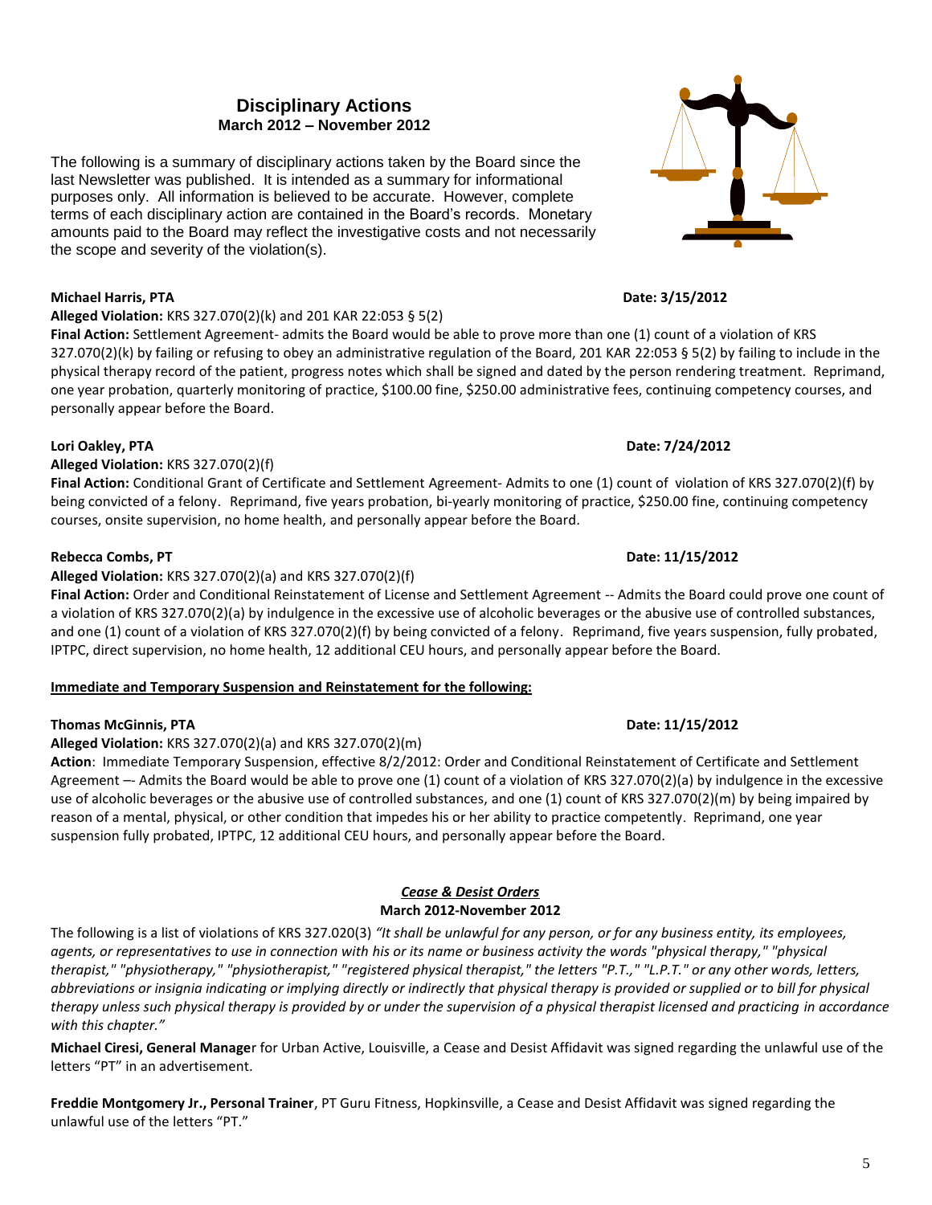## Disciplinary Actions
### March 2012 – November 2012

The following is a summary of disciplinary actions taken by the Board since the last Newsletter was published. It is intended as a summary for informational purposes only. All information is believed to be accurate. However, complete terms of each disciplinary action are contained in the Board's records. Monetary amounts paid to the Board may reflect the investigative costs and not necessarily the scope and severity of the violation(s).

**Michael Harris, PTA** **Date: 3/15/2012**

**Alleged Violation:** KRS 327.070(2)(k) and 201 KAR 22:053 § 5(2)

**Final Action:** Settlement Agreement- admits the Board would be able to prove more than one (1) count of a violation of KRS 327.070(2)(k) by failing or refusing to obey an administrative regulation of the Board, 201 KAR 22:053 § 5(2) by failing to include in the physical therapy record of the patient, progress notes which shall be signed and dated by the person rendering treatment. Reprimand, one year probation, quarterly monitoring of practice, $100.00 fine, $250.00 administrative fees, continuing competency courses, and personally appear before the Board.

**Lori Oakley, PTA** **Date: 7/24/2012**

**Alleged Violation:** KRS 327.070(2)(f)

**Final Action:** Conditional Grant of Certificate and Settlement Agreement- Admits to one (1) count of violation of KRS 327.070(2)(f) by being convicted of a felony. Reprimand, five years probation, bi-yearly monitoring of practice, $250.00 fine, continuing competency courses, onsite supervision, no home health, and personally appear before the Board.

**Rebecca Combs, PT** **Date: 11/15/2012**

**Alleged Violation:** KRS 327.070(2)(a) and KRS 327.070(2)(f)

**Final Action:** Order and Conditional Reinstatement of License and Settlement Agreement -- Admits the Board could prove one count of a violation of KRS 327.070(2)(a) by indulgence in the excessive use of alcoholic beverages or the abusive use of controlled substances, and one (1) count of a violation of KRS 327.070(2)(f) by being convicted of a felony. Reprimand, five years suspension, fully probated, IPTPC, direct supervision, no home health, 12 additional CEU hours, and personally appear before the Board.

**Immediate and Temporary Suspension and Reinstatement for the following:**

**Thomas McGinnis, PTA** **Date: 11/15/2012**

**Alleged Violation:** KRS 327.070(2)(a) and KRS 327.070(2)(m)

**Action**: Immediate Temporary Suspension, effective 8/2/2012: Order and Conditional Reinstatement of Certificate and Settlement Agreement –- Admits the Board would be able to prove one (1) count of a violation of KRS 327.070(2)(a) by indulgence in the excessive use of alcoholic beverages or the abusive use of controlled substances, and one (1) count of KRS 327.070(2)(m) by being impaired by reason of a mental, physical, or other condition that impedes his or her ability to practice competently. Reprimand, one year suspension fully probated, IPTPC, 12 additional CEU hours, and personally appear before the Board.

### *Cease & Desist Orders*
### March 2012-November 2012

The following is a list of violations of KRS 327.020(3) *"It shall be unlawful for any person, or for any business entity, its employees, agents, or representatives to use in connection with his or its name or business activity the words "physical therapy," "physical therapist," "physiotherapy," "physiotherapist," "registered physical therapist," the letters "P.T.," "L.P.T." or any other words, letters, abbreviations or insignia indicating or implying directly or indirectly that physical therapy is provided or supplied or to bill for physical therapy unless such physical therapy is provided by or under the supervision of a physical therapist licensed and practicing in accordance with this chapter."*

**Michael Ciresi, General Manage**r for Urban Active, Louisville, a Cease and Desist Affidavit was signed regarding the unlawful use of the letters "PT" in an advertisement.

**Freddie Montgomery Jr., Personal Trainer**, PT Guru Fitness, Hopkinsville, a Cease and Desist Affidavit was signed regarding the unlawful use of the letters "PT."